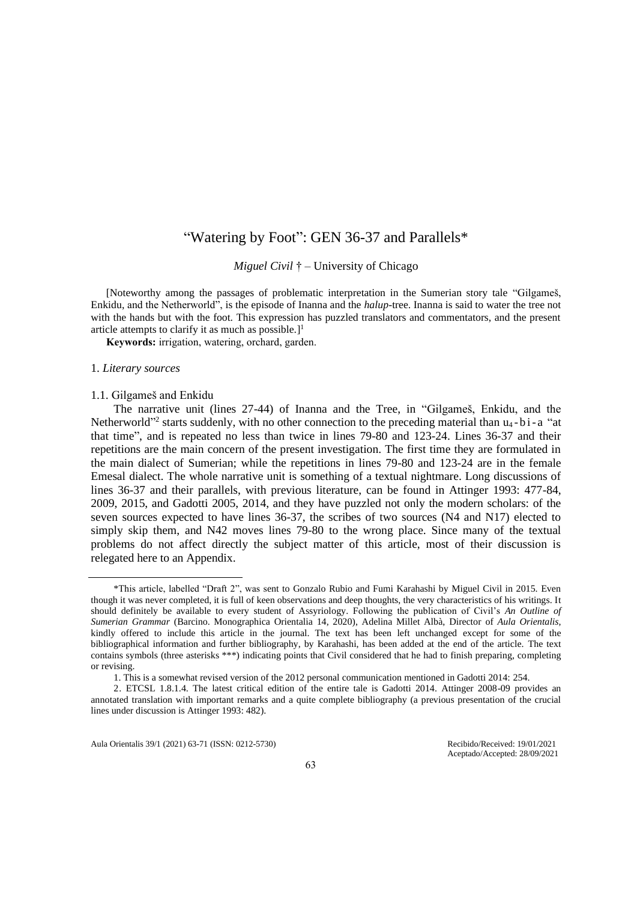# "Watering by Foot": GEN 36-37 and Parallels*

*Miguel Civil* † – University of Chicago

[Noteworthy among the passages of problematic interpretation in the Sumerian story tale "Gilgameš, Enkidu, and the Netherworld", is the episode of Inanna and the *halup*-tree. Inanna is said to water the tree not with the hands but with the foot. This expression has puzzled translators and commentators, and the present article attempts to clarify it as much as possible.][1]

**Keywords:** irrigation, watering, orchard, garden.

## 1. *Literary sources*

### 1.1. Gilgameš and Enkidu

The narrative unit (lines 27-44) of Inanna and the Tree, in "Gilgameš, Enkidu, and the Netherworld"[2] starts suddenly, with no other connection to the preceding material than $u_4$-bi-a "at that time", and is repeated no less than twice in lines 79-80 and 123-24. Lines 36-37 and their repetitions are the main concern of the present investigation. The first time they are formulated in the main dialect of Sumerian; while the repetitions in lines 79-80 and 123-24 are in the female Emesal dialect. The whole narrative unit is something of a textual nightmare. Long discussions of lines 36-37 and their parallels, with previous literature, can be found in Attinger 1993: 477-84, 2009, 2015, and Gadotti 2005, 2014, and they have puzzled not only the modern scholars: of the seven sources expected to have lines 36-37, the scribes of two sources (N4 and N17) elected to simply skip them, and N42 moves lines 79-80 to the wrong place. Since many of the textual problems do not affect directly the subject matter of this article, most of their discussion is relegated here to an Appendix.

---

*This article, labelled "Draft 2", was sent to Gonzalo Rubio and Fumi Karahashi by Miguel Civil in 2015. Even though it was never completed, it is full of keen observations and deep thoughts, the very characteristics of his writings. It should definitely be available to every student of Assyriology. Following the publication of Civil's *An Outline of Sumerian Grammar* (Barcino. Monographica Orientalia 14, 2020), Adelina Millet Albà, Director of *Aula Orientalis*, kindly offered to include this article in the journal. The text has been left unchanged except for some of the bibliographical information and further bibliography, by Karahashi, has been added at the end of the article. The text contains symbols (three asterisks ***) indicating points that Civil considered that he had to finish preparing, completing or revising.

1. This is a somewhat revised version of the 2012 personal communication mentioned in Gadotti 2014: 254.

2. ETCSL 1.8.1.4. The latest critical edition of the entire tale is Gadotti 2014. Attinger 2008-09 provides an annotated translation with important remarks and a quite complete bibliography (a previous presentation of the crucial lines under discussion is Attinger 1993: 482).

Recibido/Received: 19/01/2021
Aceptado/Accepted: 28/09/2021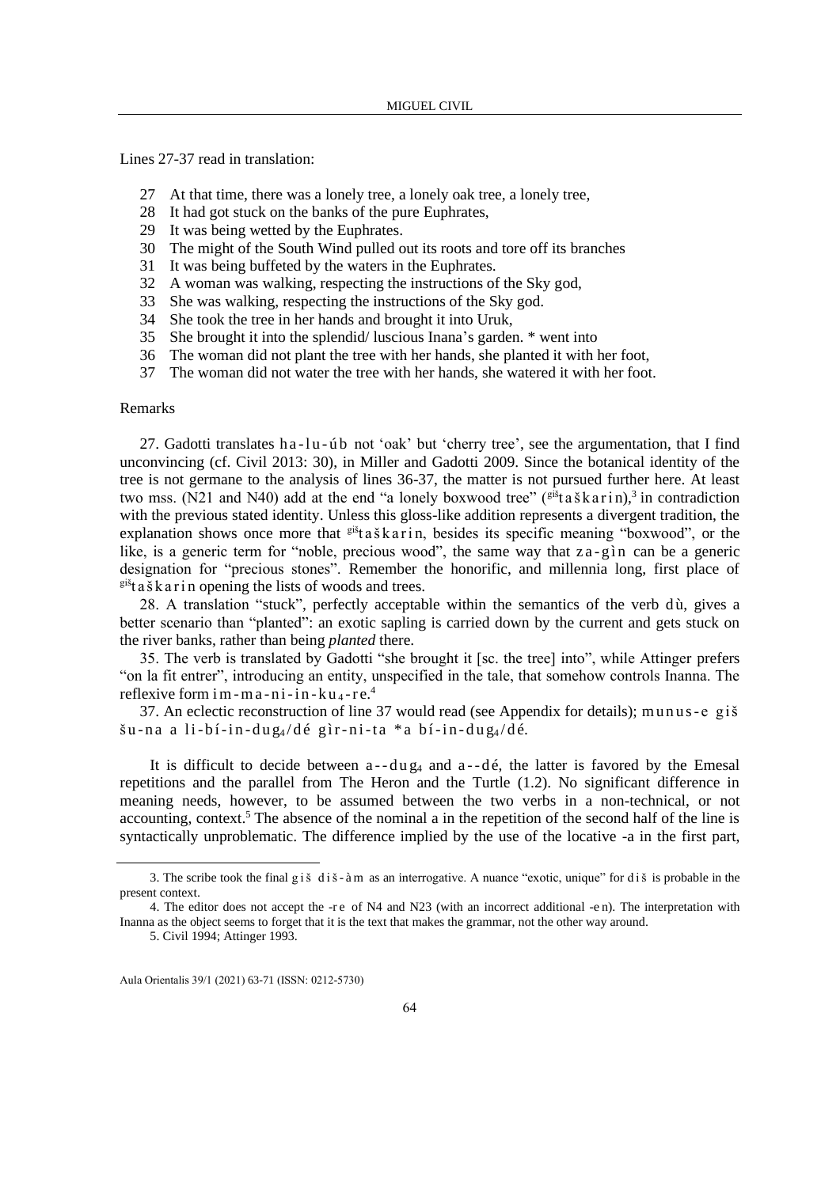Lines 27-37 read in translation:

27 At that time, there was a lonely tree, a lonely oak tree, a lonely tree,
28 It had got stuck on the banks of the pure Euphrates,
29 It was being wetted by the Euphrates.
30 The might of the South Wind pulled out its roots and tore off its branches
31 It was being buffeted by the waters in the Euphrates.
32 A woman was walking, respecting the instructions of the Sky god,
33 She was walking, respecting the instructions of the Sky god.
34 She took the tree in her hands and brought it into Uruk,
35 She brought it into the splendid/ luscious Inana's garden. * went into
36 The woman did not plant the tree with her hands, she planted it with her foot,
37 The woman did not water the tree with her hands, she watered it with her foot.

## Remarks

27. Gadotti translates ha-lu-úb not 'oak' but 'cherry tree', see the argumentation, that I find unconvincing (cf. Civil 2013: 30), in Miller and Gadotti 2009. Since the botanical identity of the tree is not germane to the analysis of lines 36-37, the matter is not pursued further here. At least two mss. (N21 and N40) add at the end "a lonely boxwood tree" ($^{giš}$taškarin),[3] in contradiction with the previous stated identity. Unless this gloss-like addition represents a divergent tradition, the explanation shows once more that $^{giš}$taškarin, besides its specific meaning "boxwood", or the like, is a generic term for "noble, precious wood", the same way that za-gìn can be a generic designation for "precious stones". Remember the honorific, and millennia long, first place of $^{giš}$taškarin opening the lists of woods and trees.

28. A translation "stuck", perfectly acceptable within the semantics of the verb dù, gives a better scenario than "planted": an exotic sapling is carried down by the current and gets stuck on the river banks, rather than being *planted* there.

35. The verb is translated by Gadotti "she brought it [sc. the tree] into", while Attinger prefers "on la fit entrer", introducing an entity, unspecified in the tale, that somehow controls Inanna. The reflexive form im-ma-ni-in-ku$_4$-re.[4]

37. An eclectic reconstruction of line 37 would read (see Appendix for details); munus-e giš šu-na a li-bí-in-dug$_4$/dé gìr-ni-ta *a bí-in-dug$_4$/dé.

It is difficult to decide between a--dug$_4$ and a--dé, the latter is favored by the Emesal repetitions and the parallel from The Heron and the Turtle (1.2). No significant difference in meaning needs, however, to be assumed between the two verbs in a non-technical, or not accounting, context.[5] The absence of the nominal a in the repetition of the second half of the line is syntactically unproblematic. The difference implied by the use of the locative -a in the first part,

---

3. The scribe took the final giš diš-àm as an interrogative. A nuance "exotic, unique" for diš is probable in the present context.

4. The editor does not accept the -re of N4 and N23 (with an incorrect additional -en). The interpretation with Inanna as the object seems to forget that it is the text that makes the grammar, not the other way around.

5. Civil 1994; Attinger 1993.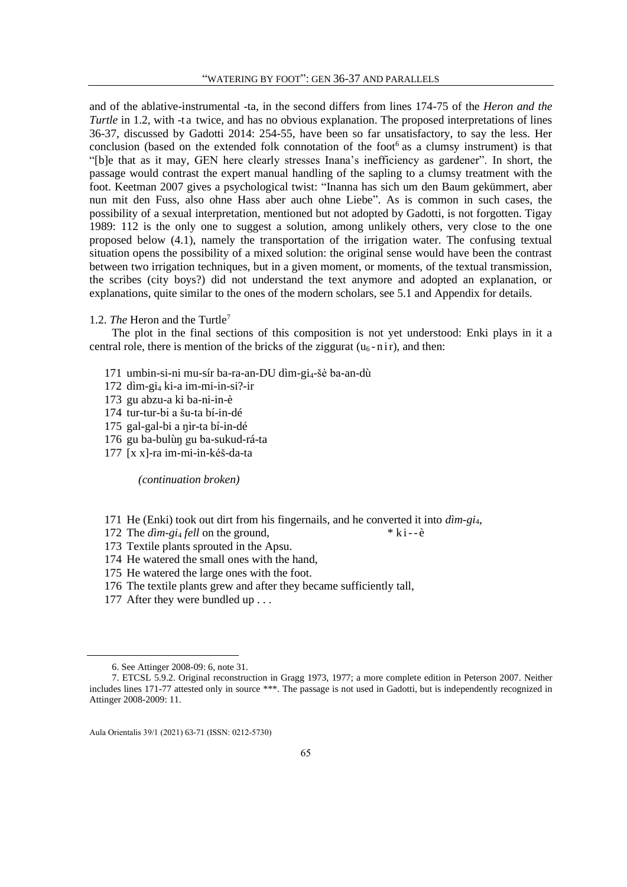and of the ablative-instrumental -ta, in the second differs from lines 174-75 of the *Heron and the Turtle* in 1.2, with -ta twice, and has no obvious explanation. The proposed interpretations of lines 36-37, discussed by Gadotti 2014: 254-55, have been so far unsatisfactory, to say the less. Her conclusion (based on the extended folk connotation of the foot[6] as a clumsy instrument) is that "[b]e that as it may, GEN here clearly stresses Inana's inefficiency as gardener". In short, the passage would contrast the expert manual handling of the sapling to a clumsy treatment with the foot. Keetman 2007 gives a psychological twist: "Inanna has sich um den Baum gekümmert, aber nun mit den Fuss, also ohne Hass aber auch ohne Liebe". As is common in such cases, the possibility of a sexual interpretation, mentioned but not adopted by Gadotti, is not forgotten. Tigay 1989: 112 is the only one to suggest a solution, among unlikely others, very close to the one proposed below (4.1), namely the transportation of the irrigation water. The confusing textual situation opens the possibility of a mixed solution: the original sense would have been the contrast between two irrigation techniques, but in a given moment, or moments, of the textual transmission, the scribes (city boys?) did not understand the text anymore and adopted an explanation, or explanations, quite similar to the ones of the modern scholars, see 5.1 and Appendix for details.

### 1.2. *The* Heron and the Turtle[7]

The plot in the final sections of this composition is not yet understood: Enki plays in it a central role, there is mention of the bricks of the ziggurat ($u_6$-nir), and then:

171 umbin-si-ni mu-sír ba-ra-an-DU dìm-$gi_4$-šè ba-an-dù
172 dìm-$gi_4$ ki-a im-mi-in-si?-ir
173 gu abzu-a ki ba-ni-in-è
174 tur-tur-bi a šu-ta bí-in-dé
175 gal-gal-bi a ŋìr-ta bí-in-dé
176 gu ba-bulùŋ gu ba-sukud-rá-ta
177 [x x]-ra im-mi-in-kéš-da-ta

*(continuation broken)*

171 He (Enki) took out dirt from his fingernails, and he converted it into *dìm-$gi_4$*,
172 The *dìm-$gi_4$ fell* on the ground, * ki--è
173 Textile plants sprouted in the Apsu.
174 He watered the small ones with the hand,
175 He watered the large ones with the foot.
176 The textile plants grew and after they became sufficiently tall,
177 After they were bundled up . . .

---

6. See Attinger 2008-09: 6, note 31.

7. ETCSL 5.9.2. Original reconstruction in Gragg 1973, 1977; a more complete edition in Peterson 2007. Neither includes lines 171-77 attested only in source ***. The passage is not used in Gadotti, but is independently recognized in Attinger 2008-2009: 11.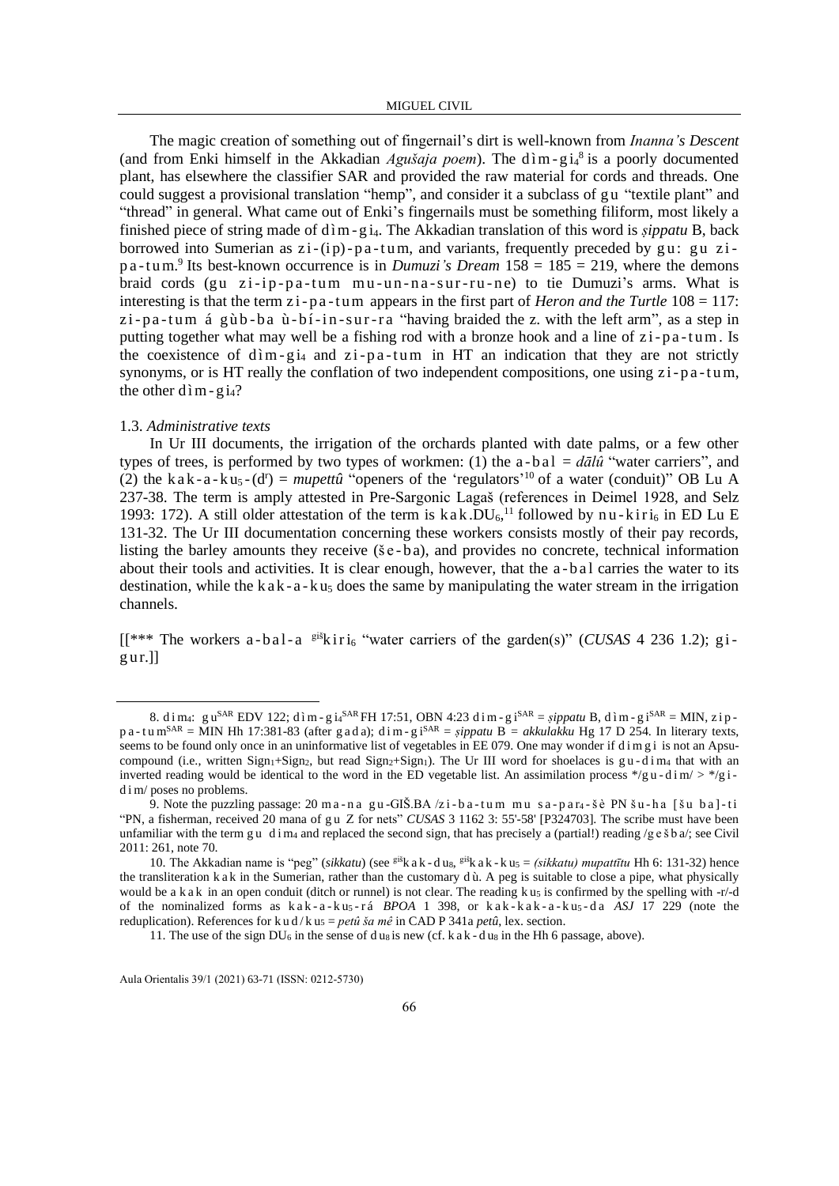The magic creation of something out of fingernail's dirt is well-known from *Inanna's Descent* (and from Enki himself in the Akkadian *Agušaja poem*). The dìm-gi$_4$[8] is a poorly documented plant, has elsewhere the classifier SAR and provided the raw material for cords and threads. One could suggest a provisional translation "hemp", and consider it a subclass of gu "textile plant" and "thread" in general. What came out of Enki's fingernails must be something filiform, most likely a finished piece of string made of dìm-gi$_4$. The Akkadian translation of this word is *ṣippatu* B, back borrowed into Sumerian as zi-(ip)-pa-tum, and variants, frequently preceded by gu: gu zi-pa-tum.[9] Its best-known occurrence is in *Dumuzi's Dream* 158 = 185 = 219, where the demons braid cords (gu zi-ip-pa-tum mu-un-na-sur-ru-ne) to tie Dumuzi's arms. What is interesting is that the term zi-pa-tum appears in the first part of *Heron and the Turtle* 108 = 117: zi-pa-tum á gùb-ba ù-bí-in-sur-ra "having braided the z. with the left arm", as a step in putting together what may well be a fishing rod with a bronze hook and a line of zi-pa-tum. Is the coexistence of dìm-gi$_4$ and zi-pa-tum in HT an indication that they are not strictly synonyms, or is HT really the conflation of two independent compositions, one using zi-pa-tum, the other dìm-gi$_4$?

### 1.3. *Administrative texts*

In Ur III documents, the irrigation of the orchards planted with date palms, or a few other types of trees, is performed by two types of workmen: (1) the a-bal = *dālû* "water carriers", and (2) the kak-a-ku$_5$-(d$^r$) = *mupettû* "openers of the 'regulators'[10] of a water (conduit)" OB Lu A 237-38. The term is amply attested in Pre-Sargonic Lagaš (references in Deimel 1928, and Selz 1993: 172). A still older attestation of the term is kak.DU$_6$,[11] followed by nu-kiri$_6$ in ED Lu E 131-32. The Ur III documentation concerning these workers consists mostly of their pay records, listing the barley amounts they receive (še-ba), and provides no concrete, technical information about their tools and activities. It is clear enough, however, that the a-bal carries the water to its destination, while the kak-a-ku$_5$ does the same by manipulating the water stream in the irrigation channels.

[[*** The workers a-bal-a $^{giš}$kiri$_6$ "water carriers of the garden(s)" (*CUSAS* 4 236 1.2); gi-gur.]]

---

8. dim$_4$: gu$^{SAR}$ EDV 122; dìm-gi$_4$$^{SAR}$ FH 17:51, OBN 4:23 dim-gi$^{SAR}$ = *ṣippatu* B, dìm-gi$^{SAR}$ = MIN, zip-pa-tum$^{SAR}$ = MIN Hh 17:381-83 (after gada); dim-gi$^{SAR}$ = *ṣippatu* B = *akkulakku* Hg 17 D 254. In literary texts, seems to be found only once in an uninformative list of vegetables in EE 079. One may wonder if dimgi is not an Apsu-compound (i.e., written Sign$_1$+Sign$_2$, but read Sign$_2$+Sign$_1$). The Ur III word for shoelaces is gu-dim$_4$ that with an inverted reading would be identical to the word in the ED vegetable list. An assimilation process */gu-dim/ > */gi-dim/ poses no problems.

9. Note the puzzling passage: 20 ma-na gu-GIŠ.BA /zi-ba-tum mu sa-par$_4$-šè PN šu-ba [šu ba]-ti "PN, a fisherman, received 20 mana of gu Z for nets" *CUSAS* 3 1162 3: 55'-58' [P324703]. The scribe must have been unfamiliar with the term gu dim$_4$ and replaced the second sign, that has precisely a (partial!) reading /gešba/; see Civil 2011: 261, note 70.

10. The Akkadian name is "peg" (*sikkatu*) (see $^{giš}$kak-du$_8$, $^{giš}$kak-ku$_5$ = *(sikkatu) mupattītu* Hh 6: 131-32) hence the transliteration kak in the Sumerian, rather than the customary dù. A peg is suitable to close a pipe, what physically would be a kak in an open conduit (ditch or runnel) is not clear. The reading ku$_5$ is confirmed by the spelling with -r/-d of the nominalized forms as kak-a-ku$_5$-rá *BPOA* 1 398, or kak-kak-a-ku$_5$-da *ASJ* 17 229 (note the reduplication). References for kud/ku$_5$ = *petû ša mê* in CAD P 341a *petû*, lex. section.

11. The use of the sign DU$_6$ in the sense of du$_8$ is new (cf. kak-du$_8$ in the Hh 6 passage, above).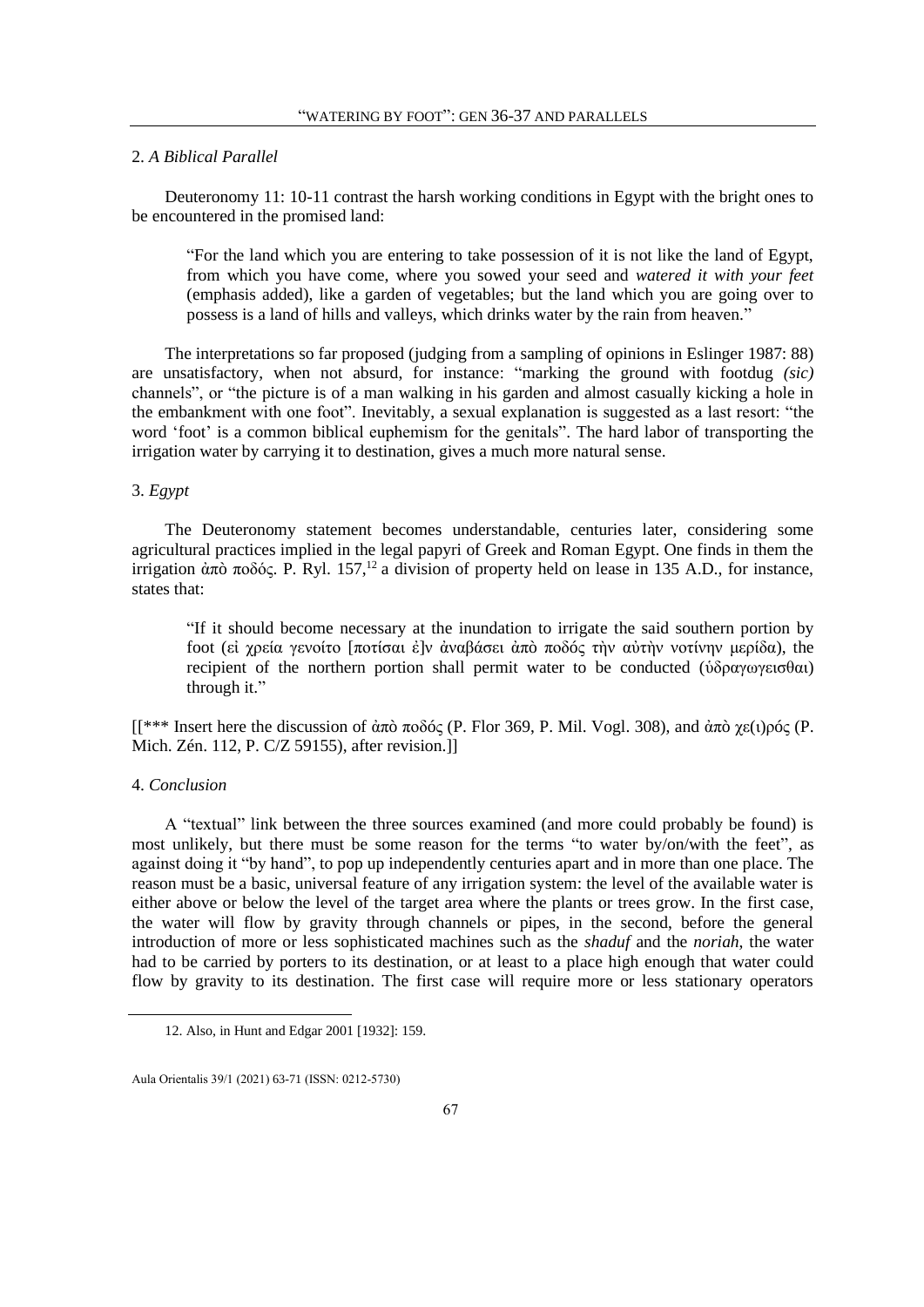## 2. *A Biblical Parallel*

Deuteronomy 11: 10-11 contrast the harsh working conditions in Egypt with the bright ones to be encountered in the promised land:

> "For the land which you are entering to take possession of it is not like the land of Egypt, from which you have come, where you sowed your seed and *watered it with your feet* (emphasis added), like a garden of vegetables; but the land which you are going over to possess is a land of hills and valleys, which drinks water by the rain from heaven."

The interpretations so far proposed (judging from a sampling of opinions in Eslinger 1987: 88) are unsatisfactory, when not absurd, for instance: "marking the ground with footdug *(sic)* channels", or "the picture is of a man walking in his garden and almost casually kicking a hole in the embankment with one foot". Inevitably, a sexual explanation is suggested as a last resort: "the word 'foot' is a common biblical euphemism for the genitals". The hard labor of transporting the irrigation water by carrying it to destination, gives a much more natural sense.

## 3. *Egypt*

The Deuteronomy statement becomes understandable, centuries later, considering some agricultural practices implied in the legal papyri of Greek and Roman Egypt. One finds in them the irrigation ἀπὸ ποδός. P. Ryl. 157,[12] a division of property held on lease in 135 A.D., for instance, states that:

> "If it should become necessary at the inundation to irrigate the said southern portion by foot (εἰ χρεία γενοίτο [ποτίσαι ἐ]ν ἀναβάσει ἀπὸ ποδός τὴν αὐτὴν νοτίνην μερίδα), the recipient of the northern portion shall permit water to be conducted (ὑδραγωγεισθαι) through it."

[[*** Insert here the discussion of ἀπὸ ποδος (P. Flor 369, P. Mil. Vogl. 308), and ἀπὸ χε(ι)ρός (P. Mich. Zén. 112, P. C/Z 59155), after revision.]]

## 4. *Conclusion*

A "textual" link between the three sources examined (and more could probably be found) is most unlikely, but there must be some reason for the terms "to water by/on/with the feet", as against doing it "by hand", to pop up independently centuries apart and in more than one place. The reason must be a basic, universal feature of any irrigation system: the level of the available water is either above or below the level of the target area where the plants or trees grow. In the first case, the water will flow by gravity through channels or pipes, in the second, before the general introduction of more or less sophisticated machines such as the *shaduf* and the *noriah*, the water had to be carried by porters to its destination, or at least to a place high enough that water could flow by gravity to its destination. The first case will require more or less stationary operators

---

12. Also, in Hunt and Edgar 2001 [1932]: 159.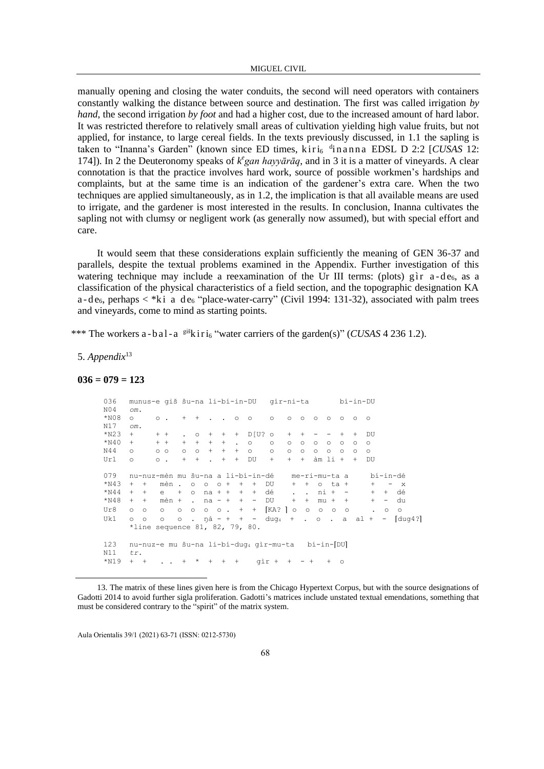manually opening and closing the water conduits, the second will need operators with containers constantly walking the distance between source and destination. The first was called irrigation *by hand*, the second irrigation *by foot* and had a higher cost, due to the increased amount of hard labor. It was restricted therefore to relatively small areas of cultivation yielding high value fruits, but not applied, for instance, to large cereal fields. In the texts previously discussed, in 1.1 the sapling is taken to "Inanna's Garden" (known since ED times, kiri₆ ᵈinanna EDSL D 2:2 [*CUSAS* 12: 174]). In 2 the Deuteronomy speaks of *kᵉgan hayyārāq*, and in 3 it is a matter of vineyards. A clear connotation is that the practice involves hard work, source of possible workmen's hardships and complaints, but at the same time is an indication of the gardener's extra care. When the two techniques are applied simultaneously, as in 1.2, the implication is that all available means are used to irrigate, and the gardener is most interested in the results. In conclusion, Inanna cultivates the sapling not with clumsy or negligent work (as generally now assumed), but with special effort and care.

It would seem that these considerations explain sufficiently the meaning of GEN 36-37 and parallels, despite the textual problems examined in the Appendix. Further investigation of this watering technique may include a reexamination of the Ur III terms: (plots) gìr a-de₆, as a classification of the physical characteristics of a field section, and the topographic designation KA a-de₆, perhaps < *ki a de₆ "place-water-carry" (Civil 1994: 131-32), associated with palm trees and vineyards, come to mind as starting points.

\*\*\* The workers a-bal-a ᵍⁱˢkiri₆ "water carriers of the garden(s)" (*CUSAS* 4 236 1.2).

5. *Appendix*[13]

**036 = 079 = 123**

```
036   munus-e giš šu-na li-bi-in-DU   gìr-ni-ta       bí-in-DU
N04   om.
*N08  o     o .   +  +  .  .  o  o    o   o  o  o  o  o  o  o
N17   om.
*N23  +     + +   .  o  +  +  +  D[U? o   +  +  -  -  +  +  DU
*N40  +     + +   +  +  +  +  .  o    o   o  o  o  o  o  o  o
N44   o     o o   o  o  +  +  +  o    o   o  o  o  o  o  o  o
Ur1   o     o .   +  +  .  +  +  DU   +   +  +  àm li +  +  DU

079   nu-nuz-mèn mu šu-na a li-bí-in-dé    me-ri-mu-ta a     bí-in-dé
*N43  +  +   mèn .  o  o  o +  +  +  DU    +  +  o  ta +     +   -  x
*N44  +  +   e   +  o  na + +  +  +  dé    .  .  ni +  -      +  +  dé
*N48  +  +   mèn +  .  na - +  +  -  DU    +  +  mu +  +      +  -  du
Ur8   o  o   o   o  o  o  o .  +  +  [KA? ] o  o  o  o  o     .  o  o
Uk1   o  o   o   o  .  ŋá - +  +  -  dug₄  +  .  o  .  a  al +  -  [dug4?]
      *line sequence 81, 82, 79, 80.

123   nu-nuz-e mu šu-na li-bí-dug₄ gìr-mu-ta   bí-in-[DU]
N11   tr.
*N19  +  +   . .  +  *  +  +  +    gìr +  +  - +   +  o
```

13. The matrix of these lines given here is from the Chicago Hypertext Corpus, but with the source designations of Gadotti 2014 to avoid further sigla proliferation. Gadotti's matrices include unstated textual emendations, something that must be considered contrary to the "spirit" of the matrix system.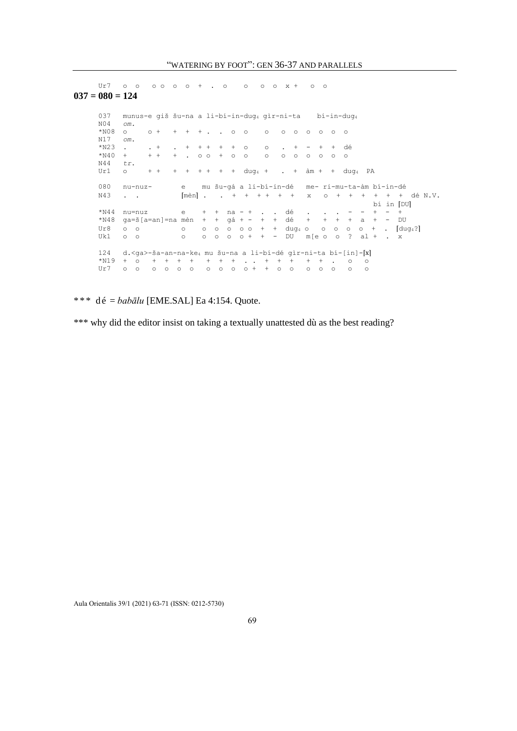```
Ur7  o o  o o  o  o  +  .  o    o   o  o  x +   o  o
```

**037 = 080 = 124**

```
037   munus-e giš šu-na a li-bí-in-dug₄ gìr-ni-ta    bí-in-dug₄
N04   om.
*N08  o     o +   +  +  + .  .  o  o    o   o  o  o  o  o  o
N17   om.
*N23  .     . +   .  +  + +  +  +  o    o   .  +  -  +  +  dé
*N40  +     + +   +  .  o o  +  o  o    o   o  o  o  o  o  o
N44   tr.
Ur1   o     + +   +  +  + +  +  +  dug₄ +   .  +  àm +  +  dug₄  PA

080   nu-nuz-        e    mu šu-gá a li-bí-in-dé   me- ri-mu-ta-àm bí-in-dé
N43   . .           [mèn] .   .  +  +  + +  +  +   x   o  +  +  +  +  +  +  dé N.V.
                                                                    bí in [DU]
*N44  nu=nuz         e    +  +  na - +  .  .  dé   .   .  .  -  -  +  -  +
*N48  ga=š[a=an]=na mèn  +  +  gá + -  +  +  dé   +   +  +  +  a  +  -  DU
Ur8   o o            o    o  o  o  o o  +  +  dug₄ o   o  o  o  o  +  .  [dug₄?]
Uk1   o o            o    o  o  o  o +  +  -  DU   m[e o  o  ?  al +  .  x

124   d.<ga>-ša-an-na-ke₄ mu šu-na a li-bí-dé gìr-ni-ta bí-[in]-[x]
*N19  +  o   +  +  +  +   +  +  +  . .  +  +  +   +  +  .   o   o
Ur7   o  o   o  o  o  o   o  o  o  o +  +  o  o   o  o  o   o   o
```

\*\*\* dé = *babālu* [EME.SAL] Ea 4:154. Quote.

\*\*\* why did the editor insist on taking a textually unattested dù as the best reading?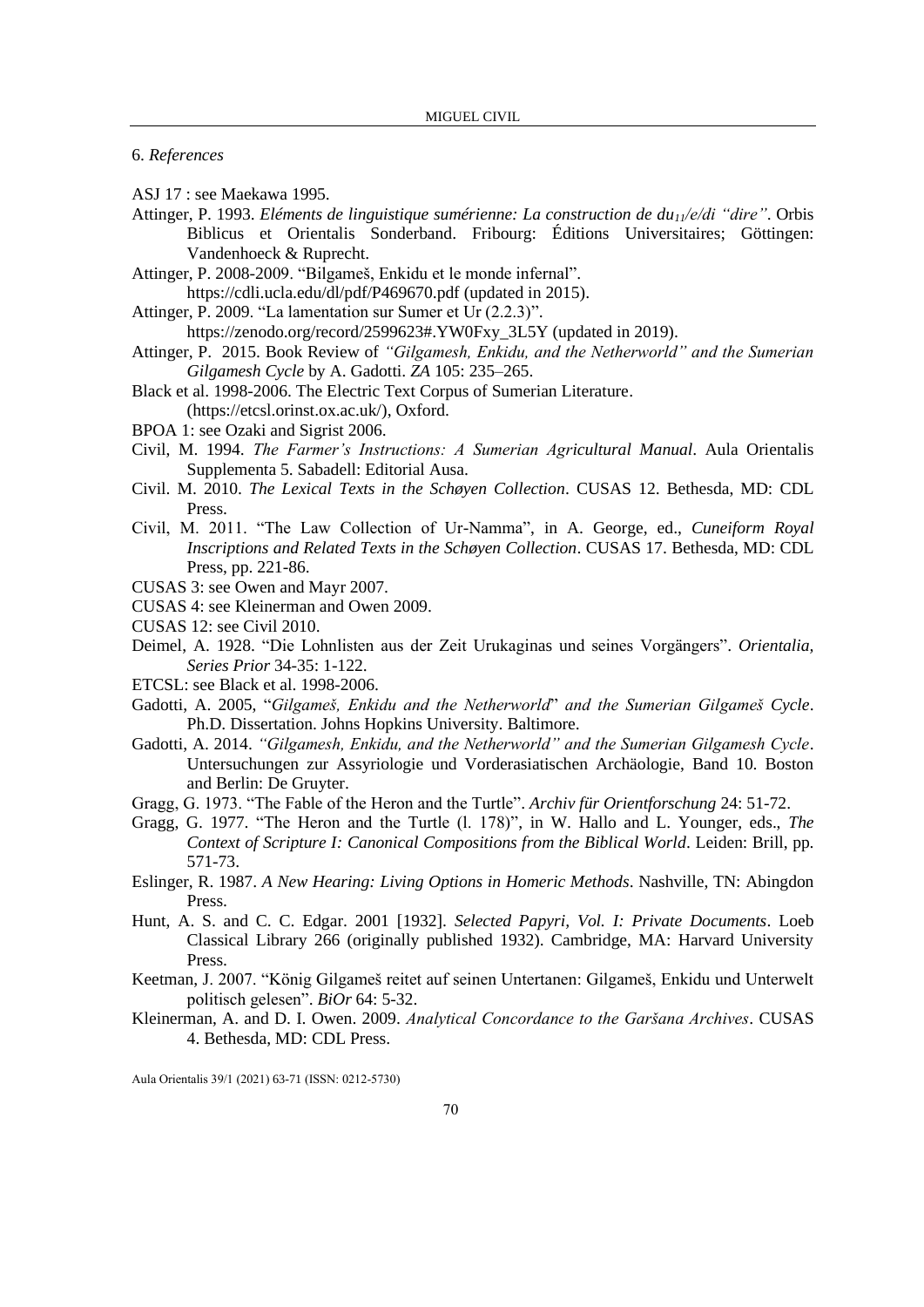## 6. *References*

ASJ 17 : see Maekawa 1995.

Attinger, P. 1993. *Eléments de linguistique sumérienne: La construction de du$_{11}$/e/di "dire"*. Orbis Biblicus et Orientalis Sonderband. Fribourg: Éditions Universitaires; Göttingen: Vandenhoeck & Ruprecht.

Attinger, P. 2008-2009. "Bilgameš, Enkidu et le monde infernal". https://cdli.ucla.edu/dl/pdf/P469670.pdf (updated in 2015).

Attinger, P. 2009. "La lamentation sur Sumer et Ur (2.2.3)". https://zenodo.org/record/2599623#.YW0Fxy_3L5Y (updated in 2019).

Attinger, P. 2015. Book Review of *"Gilgamesh, Enkidu, and the Netherworld" and the Sumerian Gilgamesh Cycle* by A. Gadotti. *ZA* 105: 235–265.

Black et al. 1998-2006. The Electric Text Corpus of Sumerian Literature. (https://etcsl.orinst.ox.ac.uk/), Oxford.

BPOA 1: see Ozaki and Sigrist 2006.

Civil, M. 1994. *The Farmer's Instructions: A Sumerian Agricultural Manual*. Aula Orientalis Supplementa 5. Sabadell: Editorial Ausa.

Civil. M. 2010. *The Lexical Texts in the Schøyen Collection*. CUSAS 12. Bethesda, MD: CDL Press.

Civil, M. 2011. "The Law Collection of Ur-Namma", in A. George, ed., *Cuneiform Royal Inscriptions and Related Texts in the Schøyen Collection*. CUSAS 17. Bethesda, MD: CDL Press, pp. 221-86.

CUSAS 3: see Owen and Mayr 2007.

CUSAS 4: see Kleinerman and Owen 2009.

CUSAS 12: see Civil 2010.

Deimel, A. 1928. "Die Lohnlisten aus der Zeit Urukaginas und seines Vorgängers". *Orientalia, Series Prior* 34-35: 1-122.

ETCSL: see Black et al. 1998-2006.

Gadotti, A. 2005, "*Gilgameš, Enkidu and the Netherworld*" *and the Sumerian Gilgameš Cycle*. Ph.D. Dissertation. Johns Hopkins University. Baltimore.

Gadotti, A. 2014. *"Gilgamesh, Enkidu, and the Netherworld" and the Sumerian Gilgamesh Cycle*. Untersuchungen zur Assyriologie und Vorderasiatischen Archäologie, Band 10. Boston and Berlin: De Gruyter.

Gragg, G. 1973. "The Fable of the Heron and the Turtle". *Archiv für Orientforschung* 24: 51-72.

Gragg, G. 1977. "The Heron and the Turtle (l. 178)", in W. Hallo and L. Younger, eds., *The Context of Scripture I: Canonical Compositions from the Biblical World*. Leiden: Brill, pp. 571-73.

Eslinger, R. 1987. *A New Hearing: Living Options in Homeric Methods*. Nashville, TN: Abingdon Press.

Hunt, A. S. and C. C. Edgar. 2001 [1932]. *Selected Papyri, Vol. I: Private Documents*. Loeb Classical Library 266 (originally published 1932). Cambridge, MA: Harvard University Press.

Keetman, J. 2007. "König Gilgameš reitet auf seinen Untertanen: Gilgameš, Enkidu und Unterwelt politisch gelesen". *BiOr* 64: 5-32.

Kleinerman, A. and D. I. Owen. 2009. *Analytical Concordance to the Garšana Archives*. CUSAS 4. Bethesda, MD: CDL Press.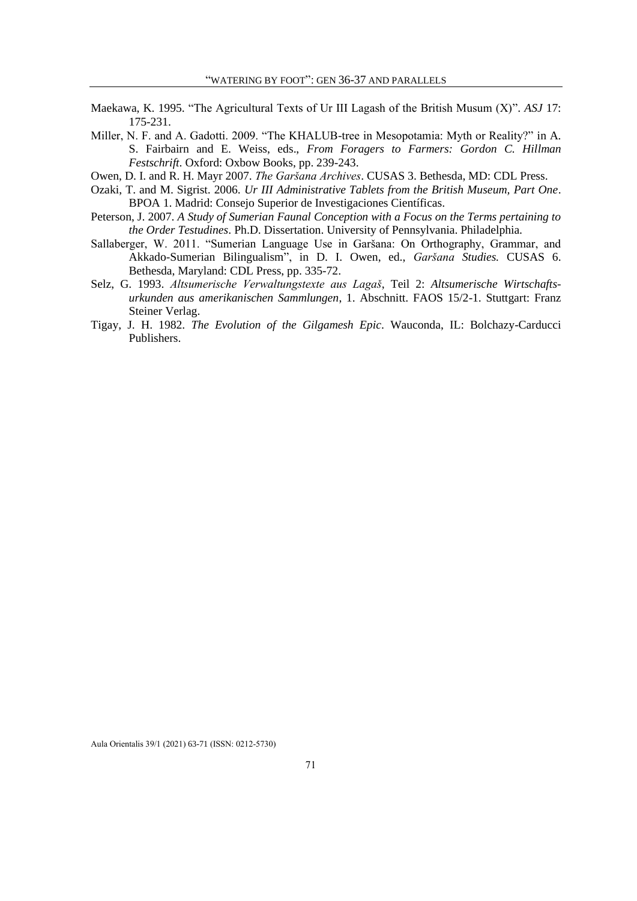Maekawa, K. 1995. "The Agricultural Texts of Ur III Lagash of the British Musum (X)". *ASJ* 17: 175-231.

Miller, N. F. and A. Gadotti. 2009. "The KHALUB-tree in Mesopotamia: Myth or Reality?" in A. S. Fairbairn and E. Weiss, eds., *From Foragers to Farmers: Gordon C. Hillman Festschrift*. Oxford: Oxbow Books, pp. 239-243.

Owen, D. I. and R. H. Mayr 2007. *The Garšana Archives*. CUSAS 3. Bethesda, MD: CDL Press.

Ozaki, T. and M. Sigrist. 2006. *Ur III Administrative Tablets from the British Museum, Part One*. BPOA 1. Madrid: Consejo Superior de Investigaciones Científicas.

Peterson, J. 2007. *A Study of Sumerian Faunal Conception with a Focus on the Terms pertaining to the Order Testudines*. Ph.D. Dissertation. University of Pennsylvania. Philadelphia.

Sallaberger, W. 2011. "Sumerian Language Use in Garšana: On Orthography, Grammar, and Akkado-Sumerian Bilingualism", in D. I. Owen, ed., *Garšana Studies.* CUSAS 6. Bethesda, Maryland: CDL Press, pp. 335-72.

Selz, G. 1993. *Altsumerische Verwaltungstexte aus Lagaš*, Teil 2: *Altsumerische Wirtschafts-urkunden aus amerikanischen Sammlungen*, 1. Abschnitt. FAOS 15/2-1. Stuttgart: Franz Steiner Verlag.

Tigay, J. H. 1982. *The Evolution of the Gilgamesh Epic*. Wauconda, IL: Bolchazy-Carducci Publishers.